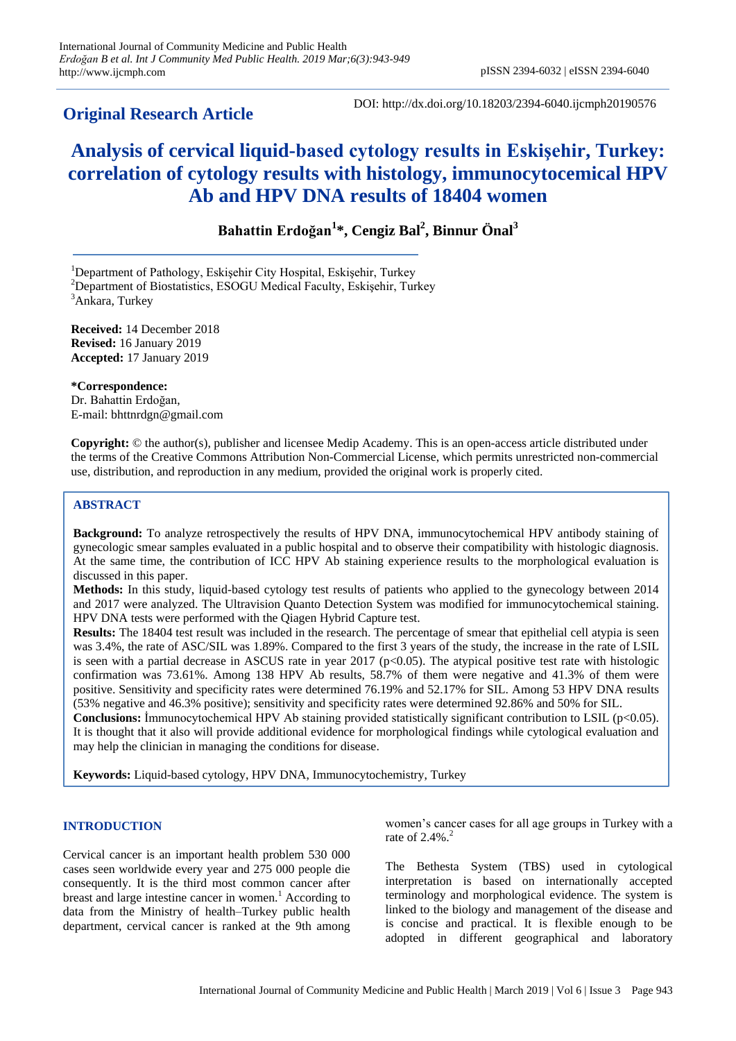**Original Research Article**

DOI: http://dx.doi.org/10.18203/2394-6040.ijcmph20190576

# Analysis of cervical liquid-based cytology results in Eskişehir, Turkey: correlation of cytology results with histology, immunocytocemical HPV Ab and HPV DNA results of 18404 women

**Bahattin Erdoğan[1]*, Cengiz Bal[2], Binnur Önal[3]**

[1]Department of Pathology, Eskişehir City Hospital, Eskişehir, Turkey
[2]Department of Biostatistics, ESOGU Medical Faculty, Eskişehir, Turkey
[3]Ankara, Turkey

**Received:** 14 December 2018
**Revised:** 16 January 2019
**Accepted:** 17 January 2019

***Correspondence:**
Dr. Bahattin Erdoğan,
E-mail: bhttnrdgn@gmail.com

**Copyright:** © the author(s), publisher and licensee Medip Academy. This is an open-access article distributed under the terms of the Creative Commons Attribution Non-Commercial License, which permits unrestricted non-commercial use, distribution, and reproduction in any medium, provided the original work is properly cited.

## ABSTRACT

**Background:** To analyze retrospectively the results of HPV DNA, immunocytochemical HPV antibody staining of gynecologic smear samples evaluated in a public hospital and to observe their compatibility with histologic diagnosis. At the same time, the contribution of ICC HPV Ab staining experience results to the morphological evaluation is discussed in this paper.

**Methods:** In this study, liquid-based cytology test results of patients who applied to the gynecology between 2014 and 2017 were analyzed. The Ultravision Quanto Detection System was modified for immunocytochemical staining. HPV DNA tests were performed with the Qiagen Hybrid Capture test.

**Results:** The 18404 test result was included in the research. The percentage of smear that epithelial cell atypia is seen was 3.4%, the rate of ASC/SIL was 1.89%. Compared to the first 3 years of the study, the increase in the rate of LSIL is seen with a partial decrease in ASCUS rate in year 2017 ($p<0.05$). The atypical positive test rate with histologic confirmation was 73.61%. Among 138 HPV Ab results, 58.7% of them were negative and 41.3% of them were positive. Sensitivity and specificity rates were determined 76.19% and 52.17% for SIL. Among 53 HPV DNA results (53% negative and 46.3% positive); sensitivity and specificity rates were determined 92.86% and 50% for SIL.

**Conclusions:** İmmunocytochemical HPV Ab staining provided statistically significant contribution to LSIL ($p<0.05$). It is thought that it also will provide additional evidence for morphological findings while cytological evaluation and may help the clinician in managing the conditions for disease.

**Keywords:** Liquid-based cytology, HPV DNA, Immunocytochemistry, Turkey

## INTRODUCTION

Cervical cancer is an important health problem 530 000 cases seen worldwide every year and 275 000 people die consequently. It is the third most common cancer after breast and large intestine cancer in women.[1] According to data from the Ministry of health–Turkey public health department, cervical cancer is ranked at the 9th among women's cancer cases for all age groups in Turkey with a rate of 2.4%.[2]

The Bethesta System (TBS) used in cytological interpretation is based on internationally accepted terminology and morphological evidence. The system is linked to the biology and management of the disease and is concise and practical. It is flexible enough to be adopted in different geographical and laboratory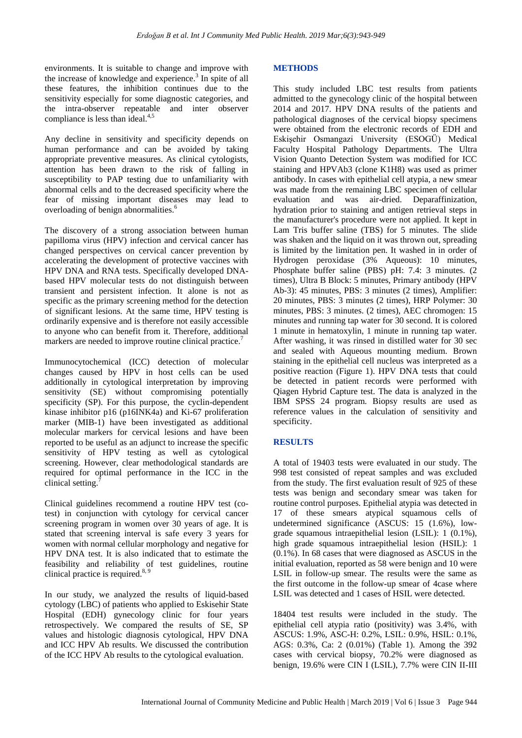environments. It is suitable to change and improve with the increase of knowledge and experience.[3] In spite of all these features, the inhibition continues due to the sensitivity especially for some diagnostic categories, and the intra-observer repeatable and inter observer compliance is less than ideal.[4,5]

Any decline in sensitivity and specificity depends on human performance and can be avoided by taking appropriate preventive measures. As clinical cytologists, attention has been drawn to the risk of falling in susceptibility to PAP testing due to unfamiliarity with abnormal cells and to the decreased specificity where the fear of missing important diseases may lead to overloading of benign abnormalities.[6]

The discovery of a strong association between human papilloma virus (HPV) infection and cervical cancer has changed perspectives on cervical cancer prevention by accelerating the development of protective vaccines with HPV DNA and RNA tests. Specifically developed DNA-based HPV molecular tests do not distinguish between transient and persistent infection. It alone is not as specific as the primary screening method for the detection of significant lesions. At the same time, HPV testing is ordinarily expensive and is therefore not easily accessible to anyone who can benefit from it. Therefore, additional markers are needed to improve routine clinical practice.[7]

Immunocytochemical (ICC) detection of molecular changes caused by HPV in host cells can be used additionally in cytological interpretation by improving sensitivity (SE) without compromising potentially specificity (SP). For this purpose, the cyclin-dependent kinase inhibitor p16 (p16INK4a) and Ki-67 proliferation marker (MIB-1) have been investigated as additional molecular markers for cervical lesions and have been reported to be useful as an adjunct to increase the specific sensitivity of HPV testing as well as cytological screening. However, clear methodological standards are required for optimal performance in the ICC in the clinical setting.[7]

Clinical guidelines recommend a routine HPV test (co-test) in conjunction with cytology for cervical cancer screening program in women over 30 years of age. It is stated that screening interval is safe every 3 years for women with normal cellular morphology and negative for HPV DNA test. It is also indicated that to estimate the feasibility and reliability of test guidelines, routine clinical practice is required.[8,9]

In our study, we analyzed the results of liquid-based cytology (LBC) of patients who applied to Eskisehir State Hospital (EDH) gynecology clinic for four years retrospectively. We compared the results of SE, SP values and histologic diagnosis cytological, HPV DNA and ICC HPV Ab results. We discussed the contribution of the ICC HPV Ab results to the cytological evaluation.

## METHODS

This study included LBC test results from patients admitted to the gynecology clinic of the hospital between 2014 and 2017. HPV DNA results of the patients and pathological diagnoses of the cervical biopsy specimens were obtained from the electronic records of EDH and Eskişehir Osmangazi University (ESOGÜ) Medical Faculty Hospital Pathology Departments. The Ultra Vision Quanto Detection System was modified for ICC staining and HPVAb3 (clone K1H8) was used as primer antibody. In cases with epithelial cell atypia, a new smear was made from the remaining LBC specimen of cellular evaluation and was air-dried. Deparaffinization, hydration prior to staining and antigen retrieval steps in the manufacturer's procedure were not applied. It kept in Lam Tris buffer saline (TBS) for 5 minutes. The slide was shaken and the liquid on it was thrown out, spreading is limited by the limitation pen. It washed in in order of Hydrogen peroxidase (3% Aqueous): 10 minutes, Phosphate buffer saline (PBS) pH: 7.4: 3 minutes. (2 times), Ultra B Block: 5 minutes, Primary antibody (HPV Ab-3): 45 minutes, PBS: 3 minutes (2 times), Amplifier: 20 minutes, PBS: 3 minutes (2 times), HRP Polymer: 30 minutes, PBS: 3 minutes. (2 times), AEC chromogen: 15 minutes and running tap water for 30 second. It is colored 1 minute in hematoxylin, 1 minute in running tap water. After washing, it was rinsed in distilled water for 30 sec and sealed with Aqueous mounting medium. Brown staining in the epithelial cell nucleus was interpreted as a positive reaction (Figure 1). HPV DNA tests that could be detected in patient records were performed with Qiagen Hybrid Capture test. The data is analyzed in the IBM SPSS 24 program. Biopsy results are used as reference values in the calculation of sensitivity and specificity.

## RESULTS

A total of 19403 tests were evaluated in our study. The 998 test consisted of repeat samples and was excluded from the study. The first evaluation result of 925 of these tests was benign and secondary smear was taken for routine control purposes. Epithelial atypia was detected in 17 of these smears atypical squamous cells of undetermined significance (ASCUS: 15 (1.6%), low-grade squamous intraepithelial lesion (LSIL): 1 (0.1%), high grade squamous intraepithelial lesion (HSIL): 1 (0.1%). In 68 cases that were diagnosed as ASCUS in the initial evaluation, reported as 58 were benign and 10 were LSIL in follow-up smear. The results were the same as the first outcome in the follow-up smear of 4case where LSIL was detected and 1 cases of HSIL were detected.

18404 test results were included in the study. The epithelial cell atypia ratio (positivity) was 3.4%, with ASCUS: 1.9%, ASC-H: 0.2%, LSIL: 0.9%, HSIL: 0.1%, AGS: 0.3%, Ca: 2 (0.01%) (Table 1). Among the 392 cases with cervical biopsy, 70.2% were diagnosed as benign, 19.6% were CIN I (LSIL), 7.7% were CIN II-III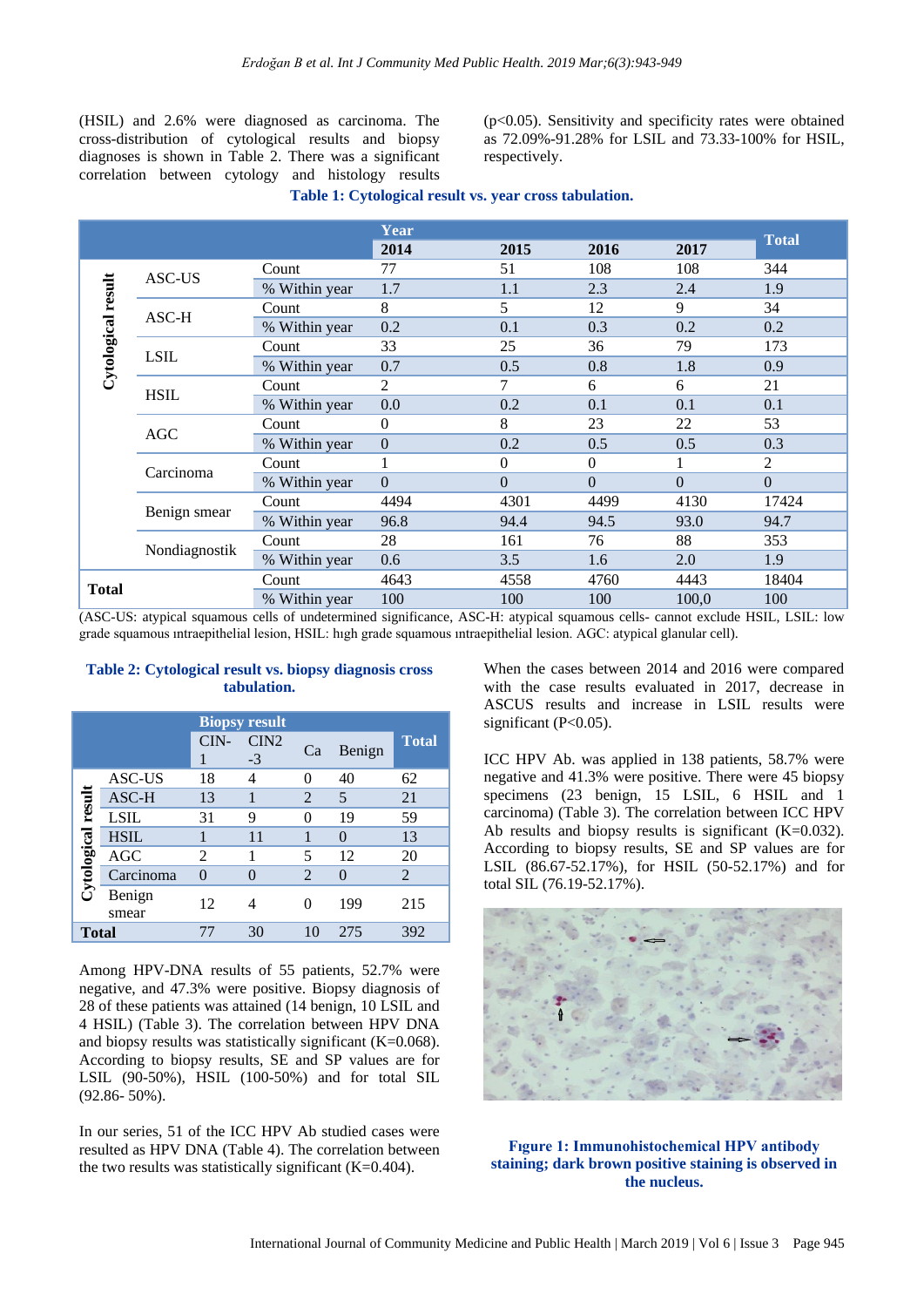(HSIL) and 2.6% were diagnosed as carcinoma. The cross-distribution of cytological results and biopsy diagnoses is shown in Table 2. There was a significant correlation between cytology and histology results ($p<0.05$). Sensitivity and specificity rates were obtained as 72.09%-91.28% for LSIL and 73.33-100% for HSIL, respectively.

**Table 1: Cytological result vs. year cross tabulation.**

| | | | Year | | | | Total |
|---|---|---|---|---|---|---|---|
| | | | 2014 | 2015 | 2016 | 2017 | |
| Cytological result | ASC-US | Count | 77 | 51 | 108 | 108 | 344 |
| | | % Within year | 1.7 | 1.1 | 2.3 | 2.4 | 1.9 |
| | ASC-H | Count | 8 | 5 | 12 | 9 | 34 |
| | | % Within year | 0.2 | 0.1 | 0.3 | 0.2 | 0.2 |
| | LSIL | Count | 33 | 25 | 36 | 79 | 173 |
| | | % Within year | 0.7 | 0.5 | 0.8 | 1.8 | 0.9 |
| | HSIL | Count | 2 | 7 | 6 | 6 | 21 |
| | | % Within year | 0.0 | 0.2 | 0.1 | 0.1 | 0.1 |
| | AGC | Count | 0 | 8 | 23 | 22 | 53 |
| | | % Within year | 0 | 0.2 | 0.5 | 0.5 | 0.3 |
| | Carcinoma | Count | 1 | 0 | 0 | 1 | 2 |
| | | % Within year | 0 | 0 | 0 | 0 | 0 |
| | Benign smear | Count | 4494 | 4301 | 4499 | 4130 | 17424 |
| | | % Within year | 96.8 | 94.4 | 94.5 | 93.0 | 94.7 |
| | Nondiagnostik | Count | 28 | 161 | 76 | 88 | 353 |
| | | % Within year | 0.6 | 3.5 | 1.6 | 2.0 | 1.9 |
| Total | | Count | 4643 | 4558 | 4760 | 4443 | 18404 |
| | | % Within year | 100 | 100 | 100 | 100,0 | 100 |

(ASC-US: atypical squamous cells of undetermined significance, ASC-H: atypical squamous cells- cannot exclude HSIL, LSIL: low grade squamous ıntraepithelial lesion, HSIL: hıgh grade squamous ıntraepithelial lesion. AGC: atypical glanular cell).

**Table 2: Cytological result vs. biopsy diagnosis cross tabulation.**

| | | Biopsy result | | | | Total |
|---|---|---|---|---|---|---|
| | | CIN-1 | CIN2-3 | Ca | Benign | |
| Cytological result | ASC-US | 18 | 4 | 0 | 40 | 62 |
| | ASC-H | 13 | 1 | 2 | 5 | 21 |
| | LSIL | 31 | 9 | 0 | 19 | 59 |
| | HSIL | 1 | 11 | 1 | 0 | 13 |
| | AGC | 2 | 1 | 5 | 12 | 20 |
| | Carcinoma | 0 | 0 | 2 | 0 | 2 |
| | Benign smear | 12 | 4 | 0 | 199 | 215 |
| Total | | 77 | 30 | 10 | 275 | 392 |

Among HPV-DNA results of 55 patients, 52.7% were negative, and 47.3% were positive. Biopsy diagnosis of 28 of these patients was attained (14 benign, 10 LSIL and 4 HSIL) (Table 3). The correlation between HPV DNA and biopsy results was statistically significant (K=0.068). According to biopsy results, SE and SP values are for LSIL (90-50%), HSIL (100-50%) and for total SIL (92.86- 50%).

In our series, 51 of the ICC HPV Ab studied cases were resulted as HPV DNA (Table 4). The correlation between the two results was statistically significant (K=0.404).

When the cases between 2014 and 2016 were compared with the case results evaluated in 2017, decrease in ASCUS results and increase in LSIL results were significant ($P<0.05$).

ICC HPV Ab. was applied in 138 patients, 58.7% were negative and 41.3% were positive. There were 45 biopsy specimens (23 benign, 15 LSIL, 6 HSIL and 1 carcinoma) (Table 3). The correlation between ICC HPV Ab results and biopsy results is significant (K=0.032). According to biopsy results, SE and SP values are for LSIL (86.67-52.17%), for HSIL (50-52.17%) and for total SIL (76.19-52.17%).

**Fıgure 1: Immunohistochemical HPV antibody staining; dark brown positive staining is observed in the nucleus.**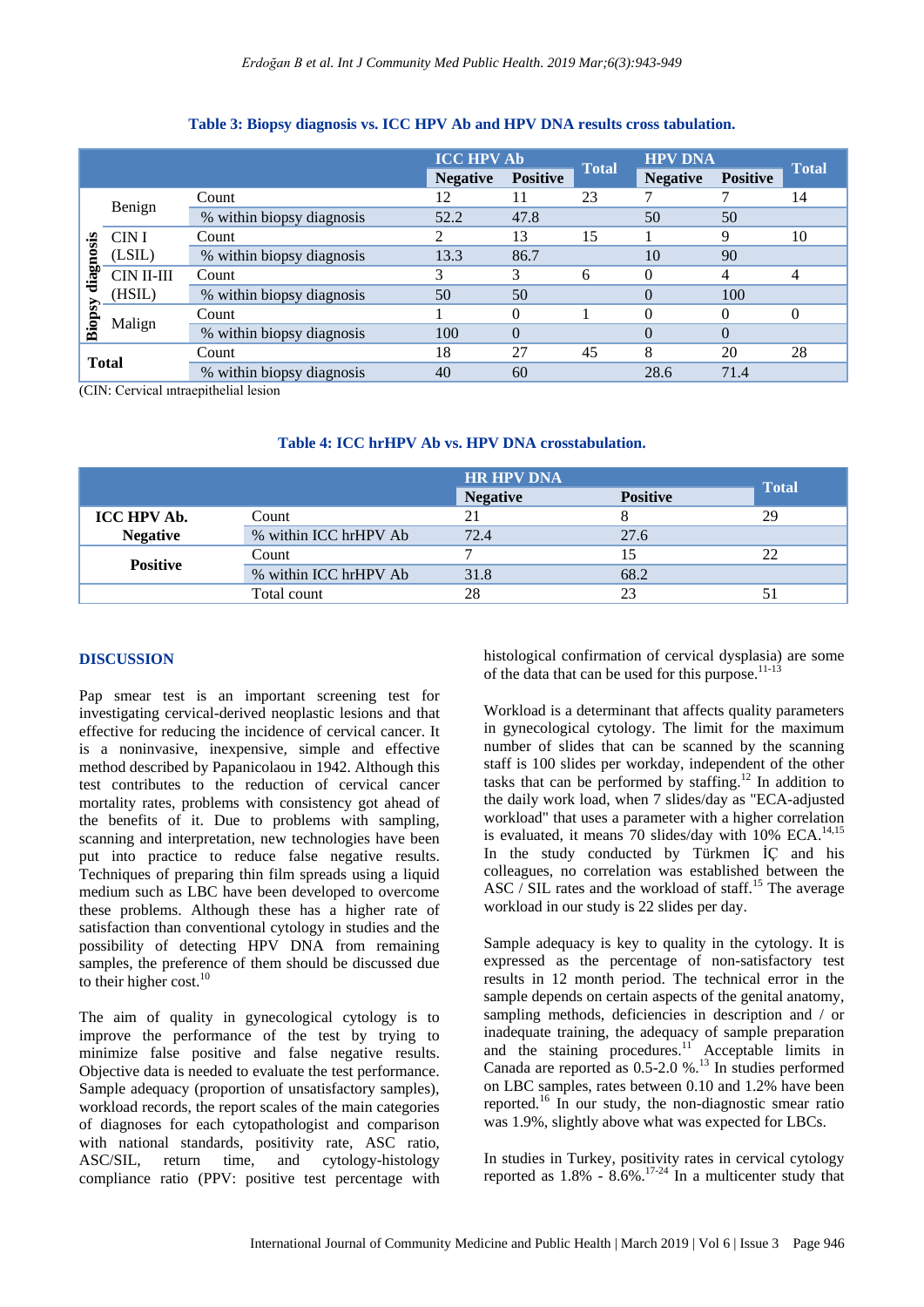**Table 3: Biopsy diagnosis vs. ICC HPV Ab and HPV DNA results cross tabulation.**

| | | | ICC HPV Ab | | Total | HPV DNA | | Total |
|---|---|---|---|---|---|---|---|---|
| | | | Negative | Positive | | Negative | Positive | |
| Biopsy diagnosis | Benign | Count | 12 | 11 | 23 | 7 | 7 | 14 |
| | | % within biopsy diagnosis | 52.2 | 47.8 | | 50 | 50 | |
| | CIN I (LSIL) | Count | 2 | 13 | 15 | 1 | 9 | 10 |
| | | % within biopsy diagnosis | 13.3 | 86.7 | | 10 | 90 | |
| | CIN II-III (HSIL) | Count | 3 | 3 | 6 | 0 | 4 | 4 |
| | | % within biopsy diagnosis | 50 | 50 | | 0 | 100 | |
| | Malign | Count | 1 | 0 | 1 | 0 | 0 | 0 |
| | | % within biopsy diagnosis | 100 | 0 | | 0 | 0 | |
| Total | | Count | 18 | 27 | 45 | 8 | 20 | 28 |
| | | % within biopsy diagnosis | 40 | 60 | | 28.6 | 71.4 | |

(CIN: Cervical ıntraepithelial lesion

**Table 4: ICC hrHPV Ab vs. HPV DNA crosstabulation.**

| | | HR HPV DNA | | Total |
|---|---|---|---|---|
| | | Negative | Positive | |
| ICC HPV Ab. Negative | Count | 21 | 8 | 29 |
| | % within ICC hrHPV Ab | 72.4 | 27.6 | |
| Positive | Count | 7 | 15 | 22 |
| | % within ICC hrHPV Ab | 31.8 | 68.2 | |
| | Total count | 28 | 23 | 51 |

## DISCUSSION

Pap smear test is an important screening test for investigating cervical-derived neoplastic lesions and that effective for reducing the incidence of cervical cancer. It is a noninvasive, inexpensive, simple and effective method described by Papanicolaou in 1942. Although this test contributes to the reduction of cervical cancer mortality rates, problems with consistency got ahead of the benefits of it. Due to problems with sampling, scanning and interpretation, new technologies have been put into practice to reduce false negative results. Techniques of preparing thin film spreads using a liquid medium such as LBC have been developed to overcome these problems. Although these has a higher rate of satisfaction than conventional cytology in studies and the possibility of detecting HPV DNA from remaining samples, the preference of them should be discussed due to their higher cost.[10]

The aim of quality in gynecological cytology is to improve the performance of the test by trying to minimize false positive and false negative results. Objective data is needed to evaluate the test performance. Sample adequacy (proportion of unsatisfactory samples), workload records, the report scales of the main categories of diagnoses for each cytopathologist and comparison with national standards, positivity rate, ASC ratio, ASC/SIL, return time, and cytology-histology compliance ratio (PPV: positive test percentage with histological confirmation of cervical dysplasia) are some of the data that can be used for this purpose.[11-13]

Workload is a determinant that affects quality parameters in gynecological cytology. The limit for the maximum number of slides that can be scanned by the scanning staff is 100 slides per workday, independent of the other tasks that can be performed by staffing.[12] In addition to the daily work load, when 7 slides/day as "ECA-adjusted workload" that uses a parameter with a higher correlation is evaluated, it means 70 slides/day with 10% ECA.[14,15] In the study conducted by Türkmen İÇ and his colleagues, no correlation was established between the ASC / SIL rates and the workload of staff.[15] The average workload in our study is 22 slides per day.

Sample adequacy is key to quality in the cytology. It is expressed as the percentage of non-satisfactory test results in 12 month period. The technical error in the sample depends on certain aspects of the genital anatomy, sampling methods, deficiencies in description and / or inadequate training, the adequacy of sample preparation and the staining procedures.[11] Acceptable limits in Canada are reported as 0.5-2.0 %.[13] In studies performed on LBC samples, rates between 0.10 and 1.2% have been reported.[16] In our study, the non-diagnostic smear ratio was 1.9%, slightly above what was expected for LBCs.

In studies in Turkey, positivity rates in cervical cytology reported as 1.8% - 8.6%.[17-24] In a multicenter study that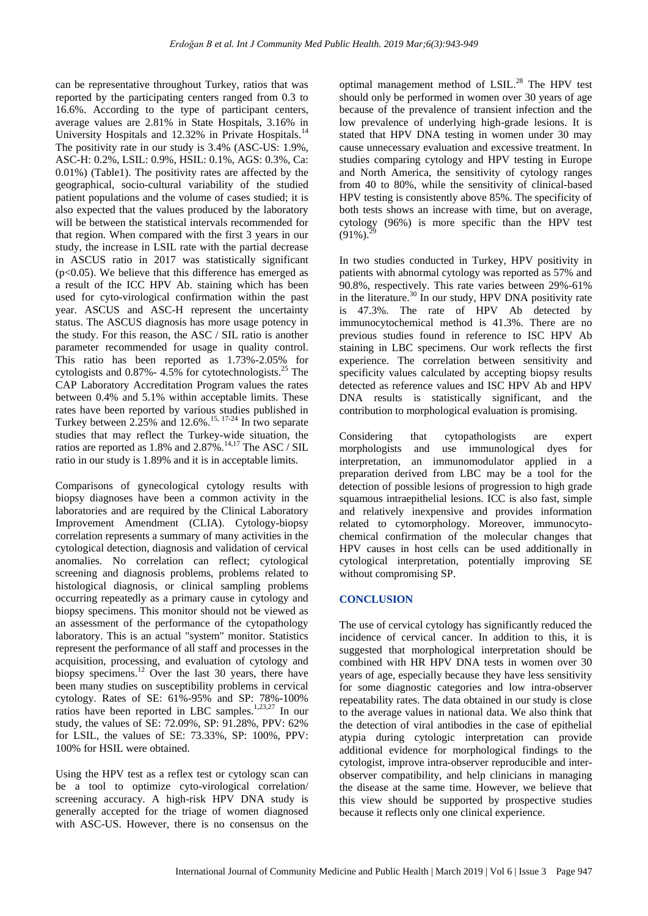can be representative throughout Turkey, ratios that was reported by the participating centers ranged from 0.3 to 16.6%. According to the type of participant centers, average values are 2.81% in State Hospitals, 3.16% in University Hospitals and 12.32% in Private Hospitals.[14] The positivity rate in our study is 3.4% (ASC-US: 1.9%, ASC-H: 0.2%, LSIL: 0.9%, HSIL: 0.1%, AGS: 0.3%, Ca: 0.01%) (Table1). The positivity rates are affected by the geographical, socio-cultural variability of the studied patient populations and the volume of cases studied; it is also expected that the values produced by the laboratory will be between the statistical intervals recommended for that region. When compared with the first 3 years in our study, the increase in LSIL rate with the partial decrease in ASCUS ratio in 2017 was statistically significant ($p<0.05$). We believe that this difference has emerged as a result of the ICC HPV Ab. staining which has been used for cyto-virological confirmation within the past year. ASCUS and ASC-H represent the uncertainty status. The ASCUS diagnosis has more usage potency in the study. For this reason, the ASC / SIL ratio is another parameter recommended for usage in quality control. This ratio has been reported as 1.73%-2.05% for cytologists and 0.87%- 4.5% for cytotechnologists.[25] The CAP Laboratory Accreditation Program values the rates between 0.4% and 5.1% within acceptable limits. These rates have been reported by various studies published in Turkey between 2.25% and 12.6%.[15, 17-24] In two separate studies that may reflect the Turkey-wide situation, the ratios are reported as 1.8% and 2.87%.[14,17] The ASC / SIL ratio in our study is 1.89% and it is in acceptable limits.

Comparisons of gynecological cytology results with biopsy diagnoses have been a common activity in the laboratories and are required by the Clinical Laboratory Improvement Amendment (CLIA). Cytology-biopsy correlation represents a summary of many activities in the cytological detection, diagnosis and validation of cervical anomalies. No correlation can reflect; cytological screening and diagnosis problems, problems related to histological diagnosis, or clinical sampling problems occurring repeatedly as a primary cause in cytology and biopsy specimens. This monitor should not be viewed as an assessment of the performance of the cytopathology laboratory. This is an actual "system" monitor. Statistics represent the performance of all staff and processes in the acquisition, processing, and evaluation of cytology and biopsy specimens.[12] Over the last 30 years, there have been many studies on susceptibility problems in cervical cytology. Rates of SE: 61%-95% and SP: 78%-100% ratios have been reported in LBC samples.[1,23,27] In our study, the values of SE: 72.09%, SP: 91.28%, PPV: 62% for LSIL, the values of SE: 73.33%, SP: 100%, PPV: 100% for HSIL were obtained.

Using the HPV test as a reflex test or cytology scan can be a tool to optimize cyto-virological correlation/ screening accuracy. A high-risk HPV DNA study is generally accepted for the triage of women diagnosed with ASC-US. However, there is no consensus on the optimal management method of LSIL.[28] The HPV test should only be performed in women over 30 years of age because of the prevalence of transient infection and the low prevalence of underlying high-grade lesions. It is stated that HPV DNA testing in women under 30 may cause unnecessary evaluation and excessive treatment. In studies comparing cytology and HPV testing in Europe and North America, the sensitivity of cytology ranges from 40 to 80%, while the sensitivity of clinical-based HPV testing is consistently above 85%. The specificity of both tests shows an increase with time, but on average, cytology (96%) is more specific than the HPV test (91%).[29]

In two studies conducted in Turkey, HPV positivity in patients with abnormal cytology was reported as 57% and 90.8%, respectively. This rate varies between 29%-61% in the literature.[30] In our study, HPV DNA positivity rate is 47.3%. The rate of HPV Ab detected by immunocytochemical method is 41.3%. There are no previous studies found in reference to ISC HPV Ab staining in LBC specimens. Our work reflects the first experience. The correlation between sensitivity and specificity values calculated by accepting biopsy results detected as reference values and ISC HPV Ab and HPV DNA results is statistically significant, and the contribution to morphological evaluation is promising.

Considering that cytopathologists are expert morphologists and use immunological dyes for interpretation, an immunomodulator applied in a preparation derived from LBC may be a tool for the detection of possible lesions of progression to high grade squamous intraepithelial lesions. ICC is also fast, simple and relatively inexpensive and provides information related to cytomorphology. Moreover, immunocytochemical confirmation of the molecular changes that HPV causes in host cells can be used additionally in cytological interpretation, potentially improving SE without compromising SP.

## CONCLUSION

The use of cervical cytology has significantly reduced the incidence of cervical cancer. In addition to this, it is suggested that morphological interpretation should be combined with HR HPV DNA tests in women over 30 years of age, especially because they have less sensitivity for some diagnostic categories and low intra-observer repeatability rates. The data obtained in our study is close to the average values in national data. We also think that the detection of viral antibodies in the case of epithelial atypia during cytologic interpretation can provide additional evidence for morphological findings to the cytologist, improve intra-observer reproducible and inter-observer compatibility, and help clinicians in managing the disease at the same time. However, we believe that this view should be supported by prospective studies because it reflects only one clinical experience.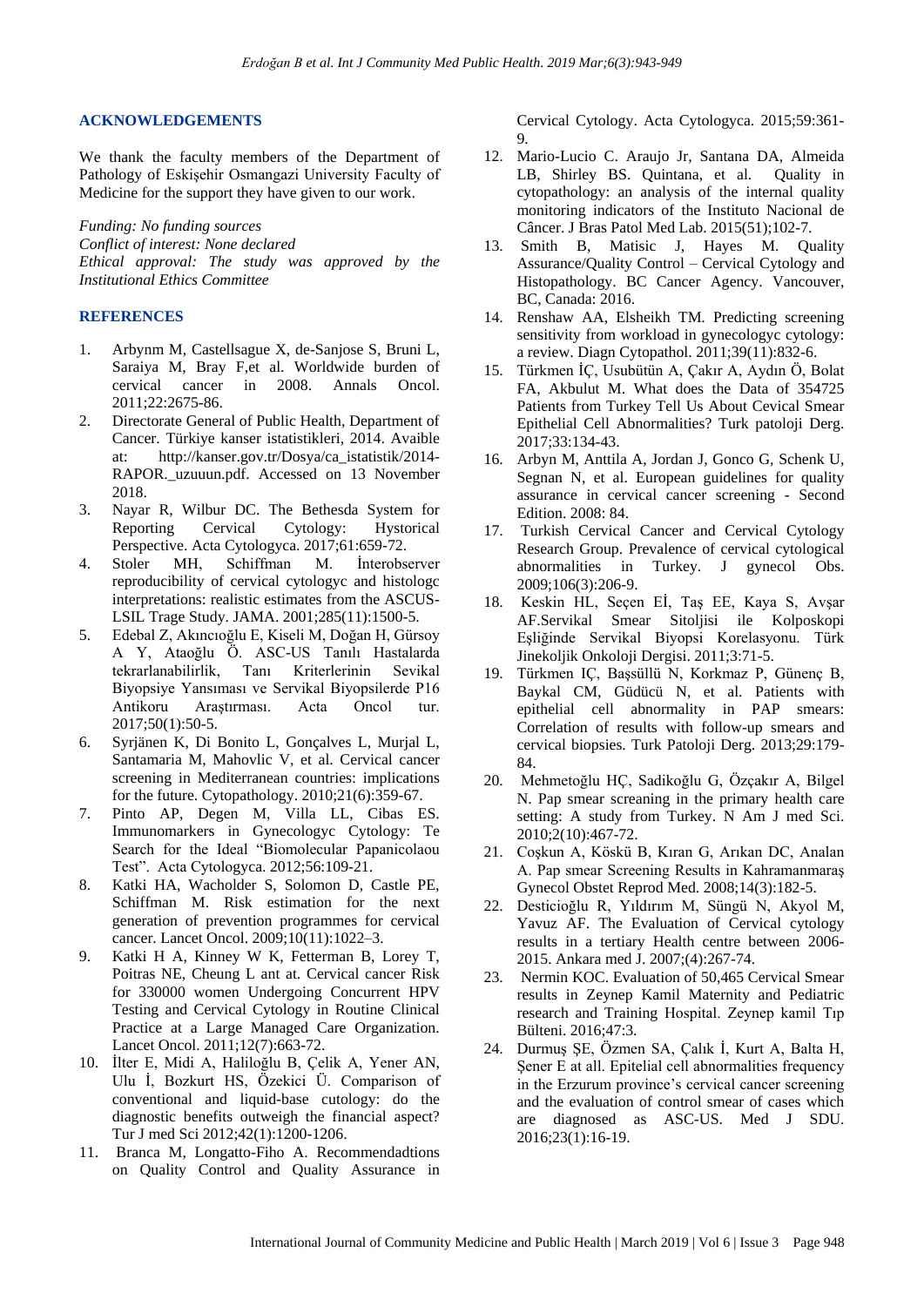## ACKNOWLEDGEMENTS

We thank the faculty members of the Department of Pathology of Eskişehir Osmangazi University Faculty of Medicine for the support they have given to our work.

*Funding: No funding sources*
*Conflict of interest: None declared*
*Ethical approval: The study was approved by the Institutional Ethics Committee*

## REFERENCES

1. Arbynm M, Castellsague X, de-Sanjose S, Bruni L, Saraiya M, Bray F,et al. Worldwide burden of cervical cancer in 2008. Annals Oncol. 2011;22:2675-86.
2. Directorate General of Public Health, Department of Cancer. Türkiye kanser istatistikleri, 2014. Avaible at: http://kanser.gov.tr/Dosya/ca_istatistik/2014-RAPOR._uzuuun.pdf. Accessed on 13 November 2018.
3. Nayar R, Wilbur DC. The Bethesda System for Reporting Cervical Cytology: Hystorical Perspective. Acta Cytologyca. 2017;61:659-72.
4. Stoler MH, Schiffman M. İnterobserver reproducibility of cervical cytologyc and histologc interpretations: realistic estimates from the ASCUS-LSIL Trage Study. JAMA. 2001;285(11):1500-5.
5. Edebal Z, Akıncıoğlu E, Kiseli M, Doğan H, Gürsoy A Y, Ataoğlu Ö. ASC-US Tanılı Hastalarda tekrarlanabilirlik, Tanı Kriterlerinin Sevikal Biyopsiye Yansıması ve Servikal Biyopsilerde P16 Antikoru Araştırması. Acta Oncol tur. 2017;50(1):50-5.
6. Syrjänen K, Di Bonito L, Gonçalves L, Murjal L, Santamaria M, Mahovlic V, et al. Cervical cancer screening in Mediterranean countries: implications for the future. Cytopathology. 2010;21(6):359-67.
7. Pinto AP, Degen M, Villa LL, Cibas ES. Immunomarkers in Gynecologyc Cytology: Te Search for the Ideal "Biomolecular Papanicolaou Test". Acta Cytologyca. 2012;56:109-21.
8. Katki HA, Wacholder S, Solomon D, Castle PE, Schiffman M. Risk estimation for the next generation of prevention programmes for cervical cancer. Lancet Oncol. 2009;10(11):1022–3.
9. Katki H A, Kinney W K, Fetterman B, Lorey T, Poitras NE, Cheung L ant at. Cervical cancer Risk for 330000 women Undergoing Concurrent HPV Testing and Cervical Cytology in Routine Clinical Practice at a Large Managed Care Organization. Lancet Oncol. 2011;12(7):663-72.
10. İlter E, Midi A, Haliloğlu B, Çelik A, Yener AN, Ulu İ, Bozkurt HS, Özekici Ü. Comparison of conventional and liquid-base cutology: do the diagnostic benefits outweigh the financial aspect? Tur J med Sci 2012;42(1):1200-1206.
11. Branca M, Longatto-Fiho A. Recommendadtions on Quality Control and Quality Assurance in Cervical Cytology. Acta Cytologyca. 2015;59:361-9.
12. Mario-Lucio C. Araujo Jr, Santana DA, Almeida LB, Shirley BS. Quintana, et al. Quality in cytopathology: an analysis of the internal quality monitoring indicators of the Instituto Nacional de Câncer. J Bras Patol Med Lab. 2015(51);102-7.
13. Smith B, Matisic J, Hayes M. Quality Assurance/Quality Control – Cervical Cytology and Histopathology. BC Cancer Agency. Vancouver, BC, Canada: 2016.
14. Renshaw AA, Elsheikh TM. Predicting screening sensitivity from workload in gynecologyc cytology: a review. Diagn Cytopathol. 2011;39(11):832-6.
15. Türkmen İÇ, Usubütün A, Çakır A, Aydın Ö, Bolat FA, Akbulut M. What does the Data of 354725 Patients from Turkey Tell Us About Cevical Smear Epithelial Cell Abnormalities? Turk patoloji Derg. 2017;33:134-43.
16. Arbyn M, Anttila A, Jordan J, Gonco G, Schenk U, Segnan N, et al. European guidelines for quality assurance in cervical cancer screening - Second Edition. 2008: 84.
17. Turkish Cervical Cancer and Cervical Cytology Research Group. Prevalence of cervical cytological abnormalities in Turkey. J gynecol Obs. 2009;106(3):206-9.
18. Keskin HL, Seçen Eİ, Taş EE, Kaya S, Avşar AF.Servikal Smear Sitoljisi ile Kolposkopi Eşliğinde Servikal Biyopsi Korelasyonu. Türk Jinekoljik Onkoloji Dergisi. 2011;3:71-5.
19. Türkmen IÇ, Başsüllü N, Korkmaz P, Günenç B, Baykal CM, Güdücü N, et al. Patients with epithelial cell abnormality in PAP smears: Correlation of results with follow-up smears and cervical biopsies. Turk Patoloji Derg. 2013;29:179-84.
20. Mehmetoğlu HÇ, Sadikoğlu G, Özçakır A, Bilgel N. Pap smear screaning in the primary health care setting: A study from Turkey. N Am J med Sci. 2010;2(10):467-72.
21. Coşkun A, Köskü B, Kıran G, Arıkan DC, Analan A. Pap smear Screening Results in Kahramanmaraş Gynecol Obstet Reprod Med. 2008;14(3):182-5.
22. Desticioğlu R, Yıldırım M, Süngü N, Akyol M, Yavuz AF. The Evaluation of Cervical cytology results in a tertiary Health centre between 2006-2015. Ankara med J. 2007;(4):267-74.
23. Nermin KOC. Evaluation of 50,465 Cervical Smear results in Zeynep Kamil Maternity and Pediatric research and Training Hospital. Zeynep kamil Tıp Bülteni. 2016;47:3.
24. Durmuş ŞE, Özmen SA, Çalık İ, Kurt A, Balta H, Şener E at all. Epitelial cell abnormalities frequency in the Erzurum province's cervical cancer screening and the evaluation of control smear of cases which are diagnosed as ASC-US. Med J SDU. 2016;23(1):16-19.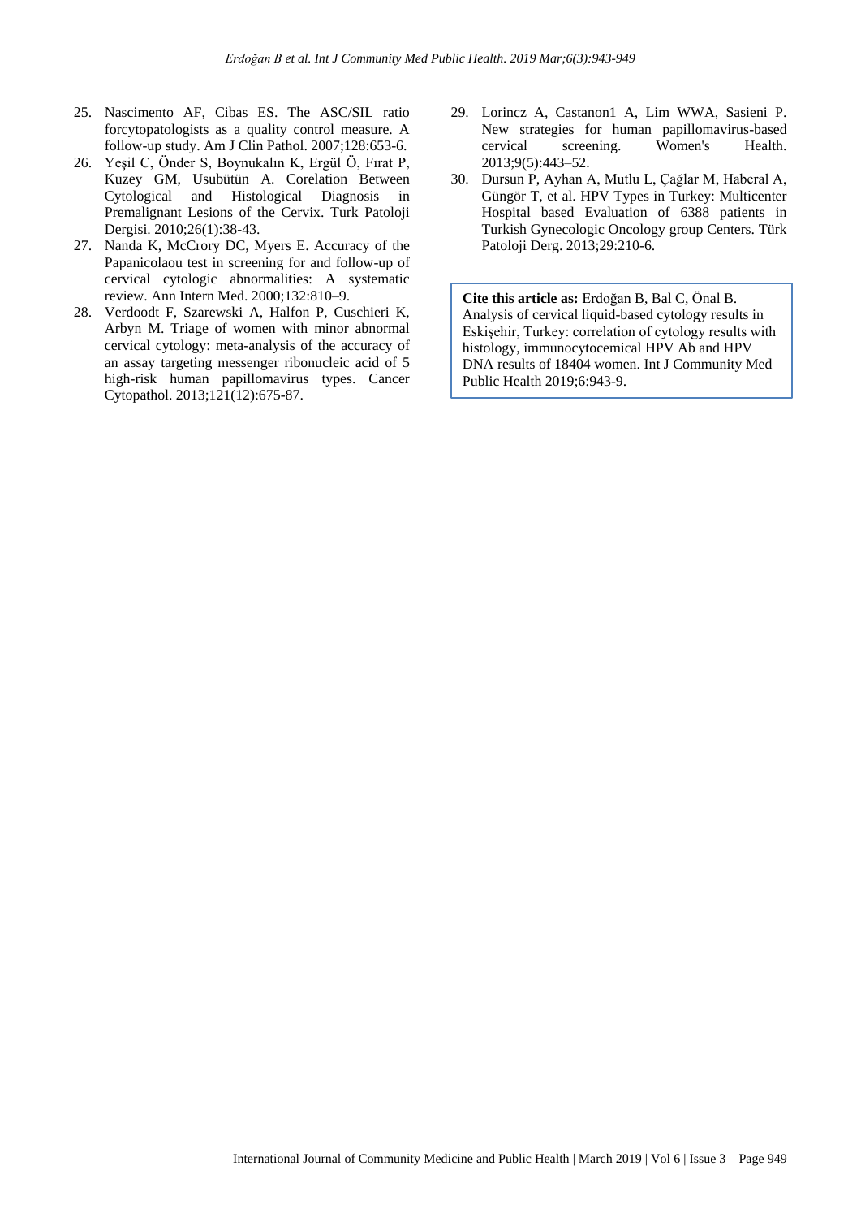25. Nascimento AF, Cibas ES. The ASC/SIL ratio forcytopatologists as a quality control measure. A follow-up study. Am J Clin Pathol. 2007;128:653-6.
26. Yeşil C, Önder S, Boynukalın K, Ergül Ö, Fırat P, Kuzey GM, Usubütün A. Corelation Between Cytological and Histological Diagnosis in Premalignant Lesions of the Cervix. Turk Patoloji Dergisi. 2010;26(1):38-43.
27. Nanda K, McCrory DC, Myers E. Accuracy of the Papanicolaou test in screening for and follow-up of cervical cytologic abnormalities: A systematic review. Ann Intern Med. 2000;132:810–9.
28. Verdoodt F, Szarewski A, Halfon P, Cuschieri K, Arbyn M. Triage of women with minor abnormal cervical cytology: meta-analysis of the accuracy of an assay targeting messenger ribonucleic acid of 5 high-risk human papillomavirus types. Cancer Cytopathol. 2013;121(12):675-87.
29. Lorincz A, Castanon1 A, Lim WWA, Sasieni P. New strategies for human papillomavirus-based cervical screening. Women's Health. 2013;9(5):443–52.
30. Dursun P, Ayhan A, Mutlu L, Çağlar M, Haberal A, Güngör T, et al. HPV Types in Turkey: Multicenter Hospital based Evaluation of 6388 patients in Turkish Gynecologic Oncology group Centers. Türk Patoloji Derg. 2013;29:210-6.

**Cite this article as:** Erdoğan B, Bal C, Önal B. Analysis of cervical liquid-based cytology results in Eskişehir, Turkey: correlation of cytology results with histology, immunocytocemical HPV Ab and HPV DNA results of 18404 women. Int J Community Med Public Health 2019;6:943-9.